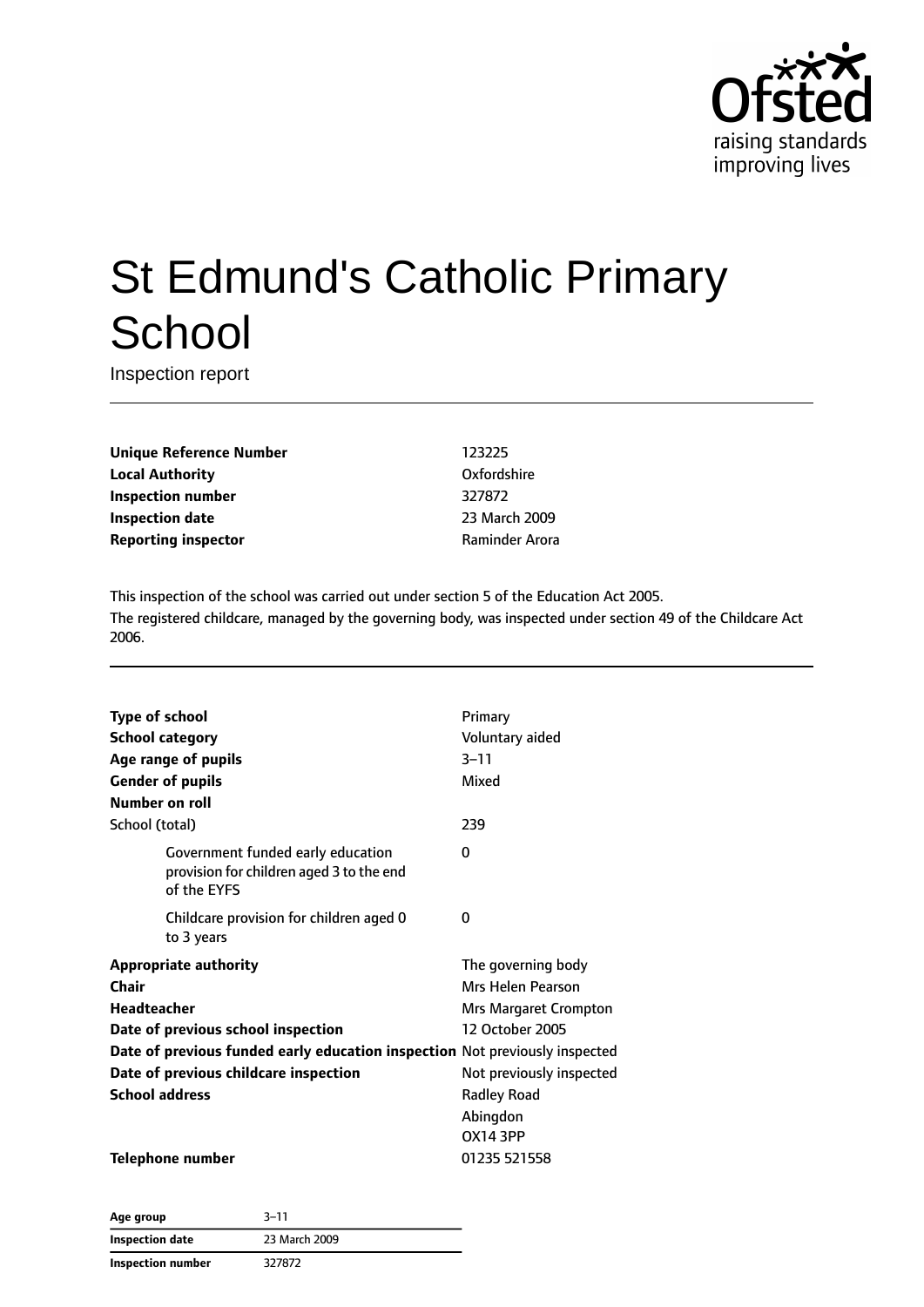# St Edmund's Catholic Primary School

Inspection report

| | |
|---|---|
| **Unique Reference Number** | 123225 |
| **Local Authority** | Oxfordshire |
| **Inspection number** | 327872 |
| **Inspection date** | 23 March 2009 |
| **Reporting inspector** | Raminder Arora |

This inspection of the school was carried out under section 5 of the Education Act 2005.
The registered childcare, managed by the governing body, was inspected under section 49 of the Childcare Act 2006.

| | |
|---|---|
| **Type of school** | Primary |
| **School category** | Voluntary aided |
| **Age range of pupils** | 3–11 |
| **Gender of pupils** | Mixed |
| **Number on roll** | |
| School (total) | 239 |
| Government funded early education provision for children aged 3 to the end of the EYFS | 0 |
| Childcare provision for children aged 0 to 3 years | 0 |
| **Appropriate authority** | The governing body |
| **Chair** | Mrs Helen Pearson |
| **Headteacher** | Mrs Margaret Crompton |
| **Date of previous school inspection** | 12 October 2005 |
| **Date of previous funded early education inspection** | Not previously inspected |
| **Date of previous childcare inspection** | Not previously inspected |
| **School address** | Radley Road<br>Abingdon<br>OX14 3PP |
| **Telephone number** | 01235 521558 |

| Age group | 3–11 |
|---|---|
| **Inspection date** | 23 March 2009 |
| **Inspection number** | 327872 |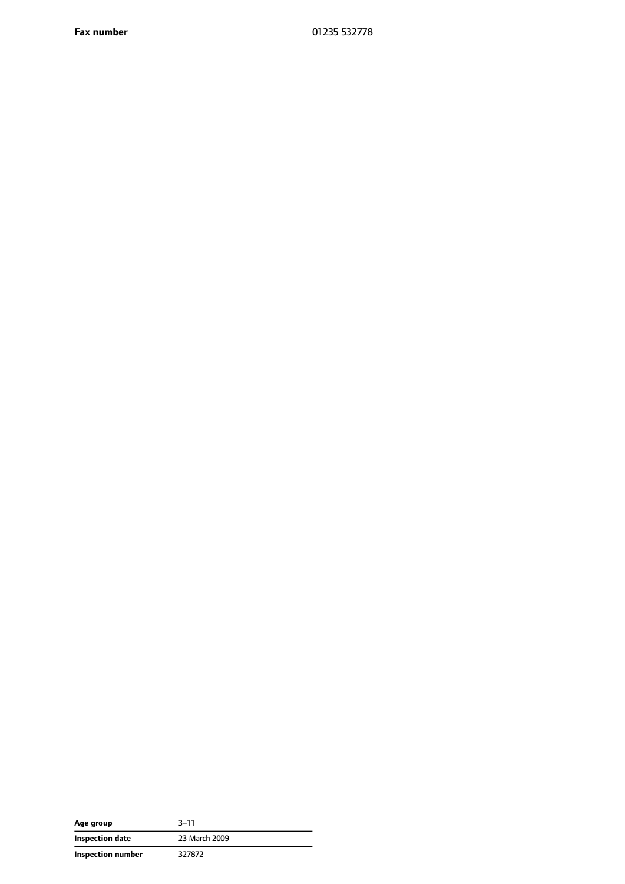| | |
|---|---|
| **Fax number** | 01235 532778 |

| | |
|---|---|
| **Age group** | 3–11 |
| **Inspection date** | 23 March 2009 |
| **Inspection number** | 327872 |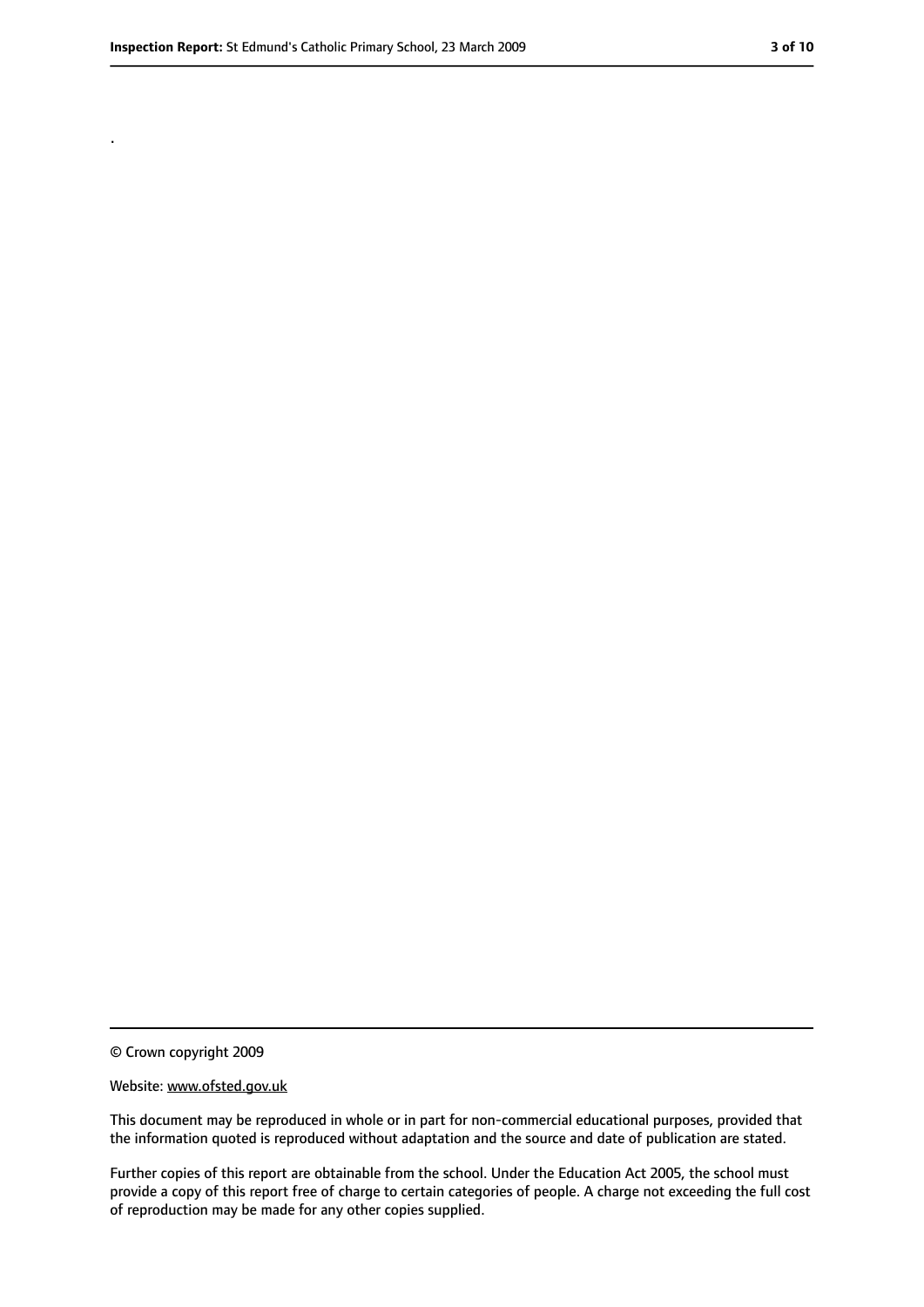.

© Crown copyright 2009

Website: www.ofsted.gov.uk

This document may be reproduced in whole or in part for non-commercial educational purposes, provided that the information quoted is reproduced without adaptation and the source and date of publication are stated.

Further copies of this report are obtainable from the school. Under the Education Act 2005, the school must provide a copy of this report free of charge to certain categories of people. A charge not exceeding the full cost of reproduction may be made for any other copies supplied.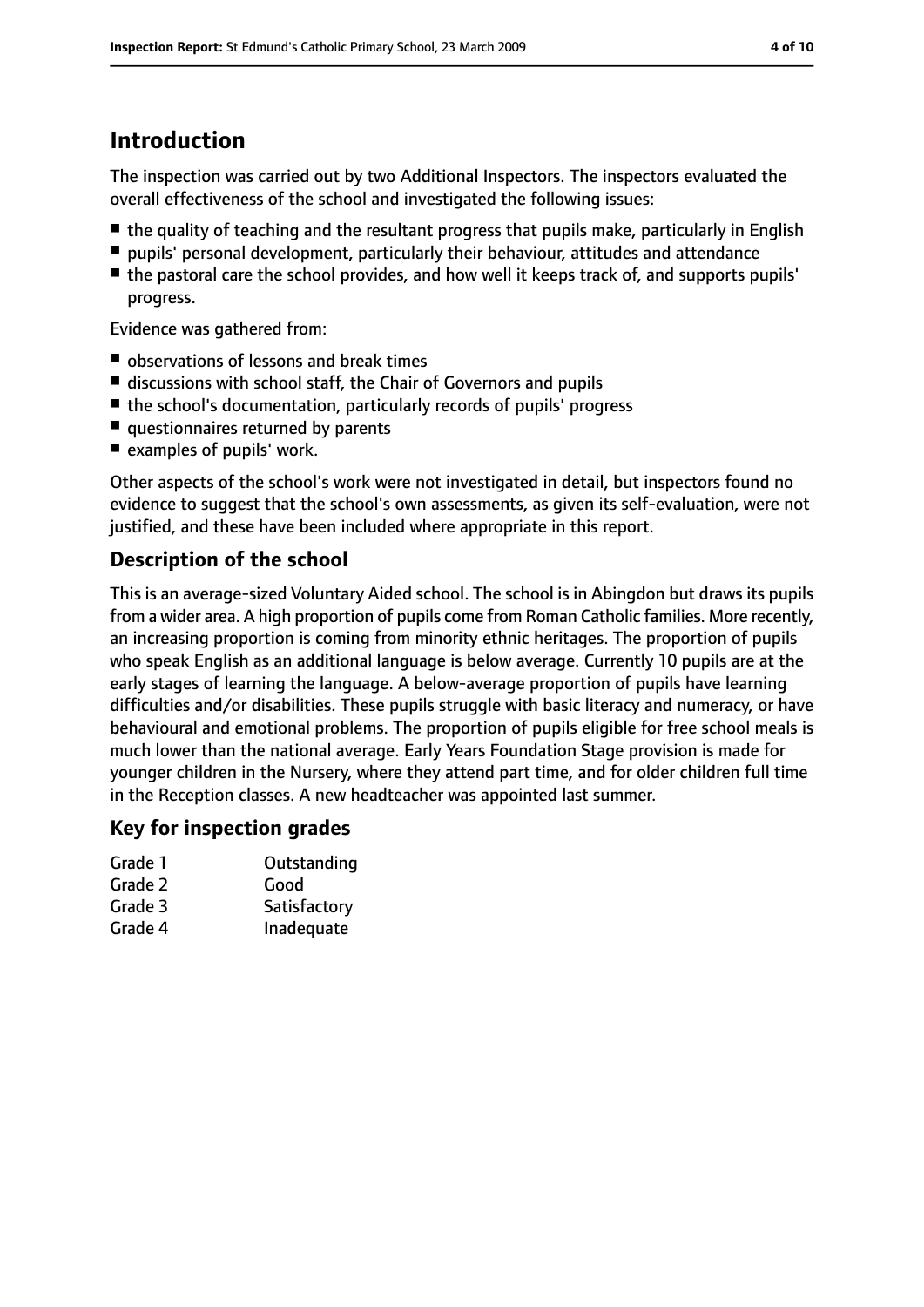## Introduction

The inspection was carried out by two Additional Inspectors. The inspectors evaluated the overall effectiveness of the school and investigated the following issues:

- the quality of teaching and the resultant progress that pupils make, particularly in English
- pupils' personal development, particularly their behaviour, attitudes and attendance
- the pastoral care the school provides, and how well it keeps track of, and supports pupils' progress.

Evidence was gathered from:

- observations of lessons and break times
- discussions with school staff, the Chair of Governors and pupils
- the school's documentation, particularly records of pupils' progress
- questionnaires returned by parents
- examples of pupils' work.

Other aspects of the school's work were not investigated in detail, but inspectors found no evidence to suggest that the school's own assessments, as given its self-evaluation, were not justified, and these have been included where appropriate in this report.

### Description of the school

This is an average-sized Voluntary Aided school. The school is in Abingdon but draws its pupils from a wider area. A high proportion of pupils come from Roman Catholic families. More recently, an increasing proportion is coming from minority ethnic heritages. The proportion of pupils who speak English as an additional language is below average. Currently 10 pupils are at the early stages of learning the language. A below-average proportion of pupils have learning difficulties and/or disabilities. These pupils struggle with basic literacy and numeracy, or have behavioural and emotional problems. The proportion of pupils eligible for free school meals is much lower than the national average. Early Years Foundation Stage provision is made for younger children in the Nursery, where they attend part time, and for older children full time in the Reception classes. A new headteacher was appointed last summer.

### Key for inspection grades

| | |
|---|---|
| Grade 1 | Outstanding |
| Grade 2 | Good |
| Grade 3 | Satisfactory |
| Grade 4 | Inadequate |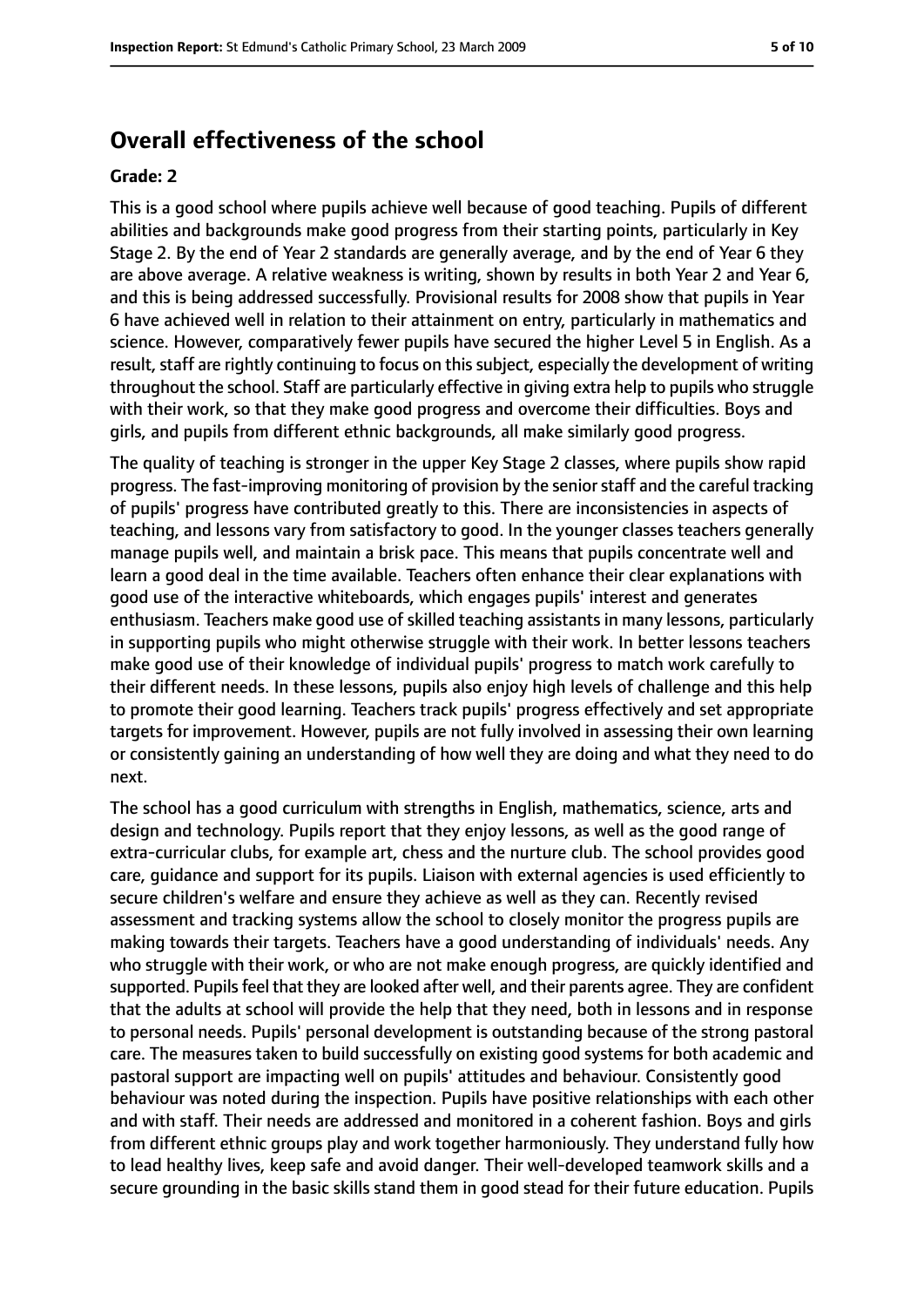## Overall effectiveness of the school

### Grade: 2

This is a good school where pupils achieve well because of good teaching. Pupils of different abilities and backgrounds make good progress from their starting points, particularly in Key Stage 2. By the end of Year 2 standards are generally average, and by the end of Year 6 they are above average. A relative weakness is writing, shown by results in both Year 2 and Year 6, and this is being addressed successfully. Provisional results for 2008 show that pupils in Year 6 have achieved well in relation to their attainment on entry, particularly in mathematics and science. However, comparatively fewer pupils have secured the higher Level 5 in English. As a result, staff are rightly continuing to focus on this subject, especially the development of writing throughout the school. Staff are particularly effective in giving extra help to pupils who struggle with their work, so that they make good progress and overcome their difficulties. Boys and girls, and pupils from different ethnic backgrounds, all make similarly good progress.

The quality of teaching is stronger in the upper Key Stage 2 classes, where pupils show rapid progress. The fast-improving monitoring of provision by the senior staff and the careful tracking of pupils' progress have contributed greatly to this. There are inconsistencies in aspects of teaching, and lessons vary from satisfactory to good. In the younger classes teachers generally manage pupils well, and maintain a brisk pace. This means that pupils concentrate well and learn a good deal in the time available. Teachers often enhance their clear explanations with good use of the interactive whiteboards, which engages pupils' interest and generates enthusiasm. Teachers make good use of skilled teaching assistants in many lessons, particularly in supporting pupils who might otherwise struggle with their work. In better lessons teachers make good use of their knowledge of individual pupils' progress to match work carefully to their different needs. In these lessons, pupils also enjoy high levels of challenge and this help to promote their good learning. Teachers track pupils' progress effectively and set appropriate targets for improvement. However, pupils are not fully involved in assessing their own learning or consistently gaining an understanding of how well they are doing and what they need to do next.

The school has a good curriculum with strengths in English, mathematics, science, arts and design and technology. Pupils report that they enjoy lessons, as well as the good range of extra-curricular clubs, for example art, chess and the nurture club. The school provides good care, guidance and support for its pupils. Liaison with external agencies is used efficiently to secure children's welfare and ensure they achieve as well as they can. Recently revised assessment and tracking systems allow the school to closely monitor the progress pupils are making towards their targets. Teachers have a good understanding of individuals' needs. Any who struggle with their work, or who are not make enough progress, are quickly identified and supported. Pupils feel that they are looked after well, and their parents agree. They are confident that the adults at school will provide the help that they need, both in lessons and in response to personal needs. Pupils' personal development is outstanding because of the strong pastoral care. The measures taken to build successfully on existing good systems for both academic and pastoral support are impacting well on pupils' attitudes and behaviour. Consistently good behaviour was noted during the inspection. Pupils have positive relationships with each other and with staff. Their needs are addressed and monitored in a coherent fashion. Boys and girls from different ethnic groups play and work together harmoniously. They understand fully how to lead healthy lives, keep safe and avoid danger. Their well-developed teamwork skills and a secure grounding in the basic skills stand them in good stead for their future education. Pupils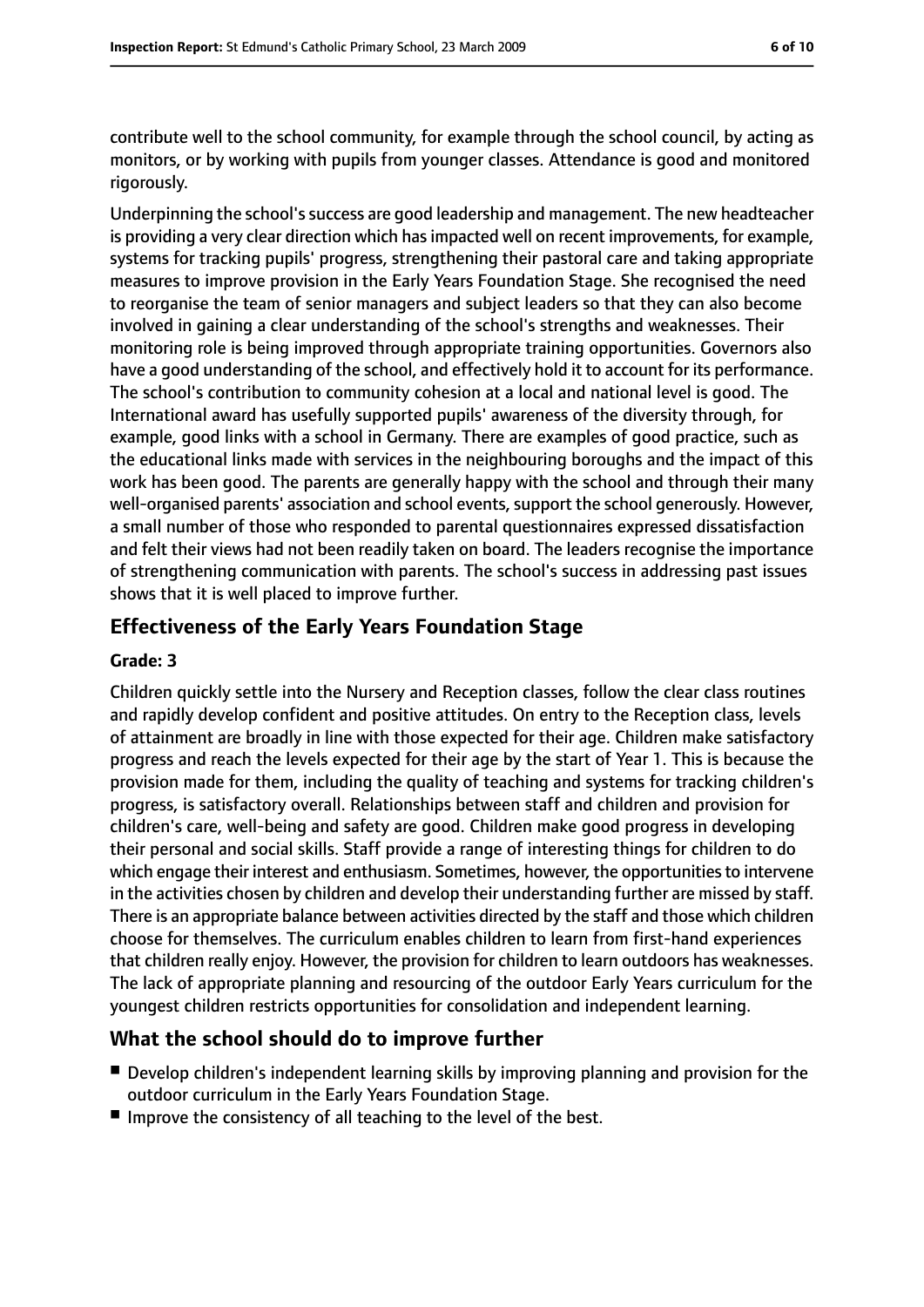contribute well to the school community, for example through the school council, by acting as monitors, or by working with pupils from younger classes. Attendance is good and monitored rigorously.

Underpinning the school's success are good leadership and management. The new headteacher is providing a very clear direction which has impacted well on recent improvements, for example, systems for tracking pupils' progress, strengthening their pastoral care and taking appropriate measures to improve provision in the Early Years Foundation Stage. She recognised the need to reorganise the team of senior managers and subject leaders so that they can also become involved in gaining a clear understanding of the school's strengths and weaknesses. Their monitoring role is being improved through appropriate training opportunities. Governors also have a good understanding of the school, and effectively hold it to account for its performance. The school's contribution to community cohesion at a local and national level is good. The International award has usefully supported pupils' awareness of the diversity through, for example, good links with a school in Germany. There are examples of good practice, such as the educational links made with services in the neighbouring boroughs and the impact of this work has been good. The parents are generally happy with the school and through their many well-organised parents' association and school events, support the school generously. However, a small number of those who responded to parental questionnaires expressed dissatisfaction and felt their views had not been readily taken on board. The leaders recognise the importance of strengthening communication with parents. The school's success in addressing past issues shows that it is well placed to improve further.

## Effectiveness of the Early Years Foundation Stage

### Grade: 3

Children quickly settle into the Nursery and Reception classes, follow the clear class routines and rapidly develop confident and positive attitudes. On entry to the Reception class, levels of attainment are broadly in line with those expected for their age. Children make satisfactory progress and reach the levels expected for their age by the start of Year 1. This is because the provision made for them, including the quality of teaching and systems for tracking children's progress, is satisfactory overall. Relationships between staff and children and provision for children's care, well-being and safety are good. Children make good progress in developing their personal and social skills. Staff provide a range of interesting things for children to do which engage their interest and enthusiasm. Sometimes, however, the opportunities to intervene in the activities chosen by children and develop their understanding further are missed by staff. There is an appropriate balance between activities directed by the staff and those which children choose for themselves. The curriculum enables children to learn from first-hand experiences that children really enjoy. However, the provision for children to learn outdoors has weaknesses. The lack of appropriate planning and resourcing of the outdoor Early Years curriculum for the youngest children restricts opportunities for consolidation and independent learning.

## What the school should do to improve further

- Develop children's independent learning skills by improving planning and provision for the outdoor curriculum in the Early Years Foundation Stage.
- Improve the consistency of all teaching to the level of the best.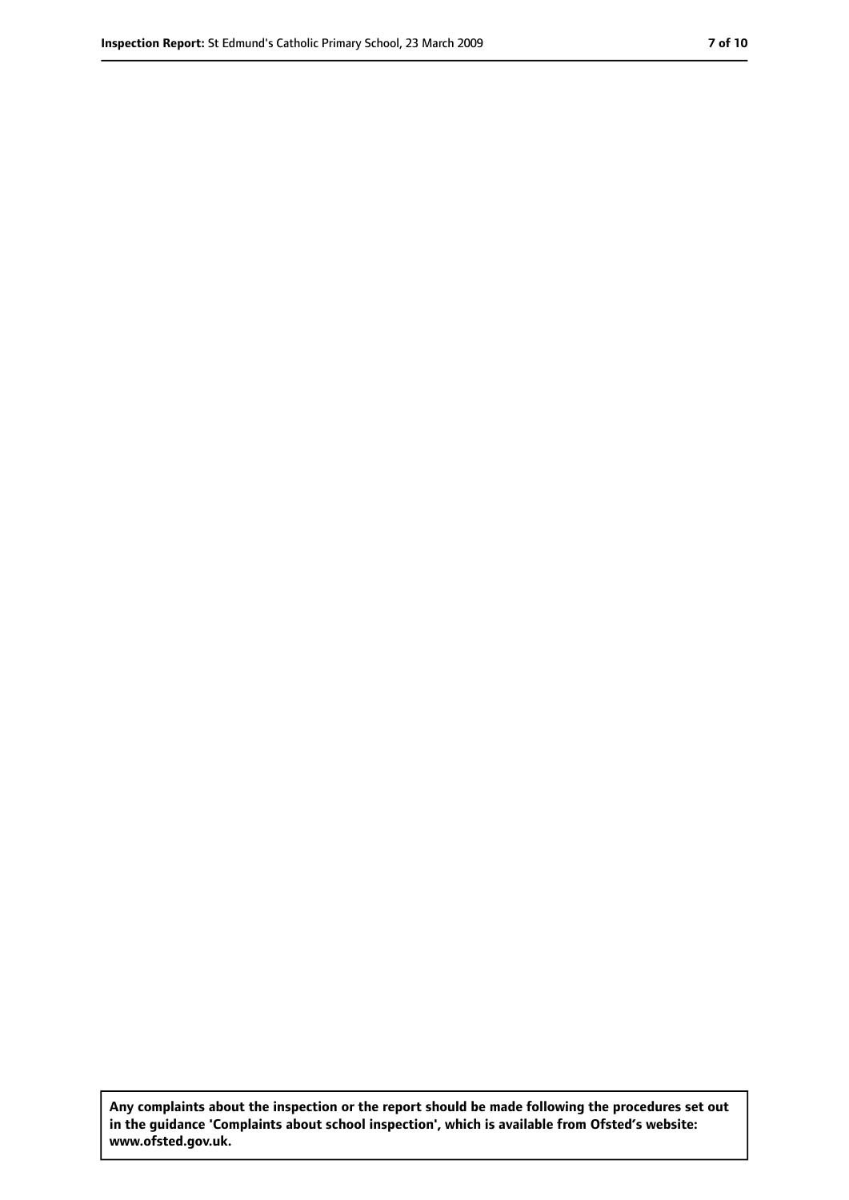**Any complaints about the inspection or the report should be made following the procedures set out in the guidance 'Complaints about school inspection', which is available from Ofsted's website: www.ofsted.gov.uk.**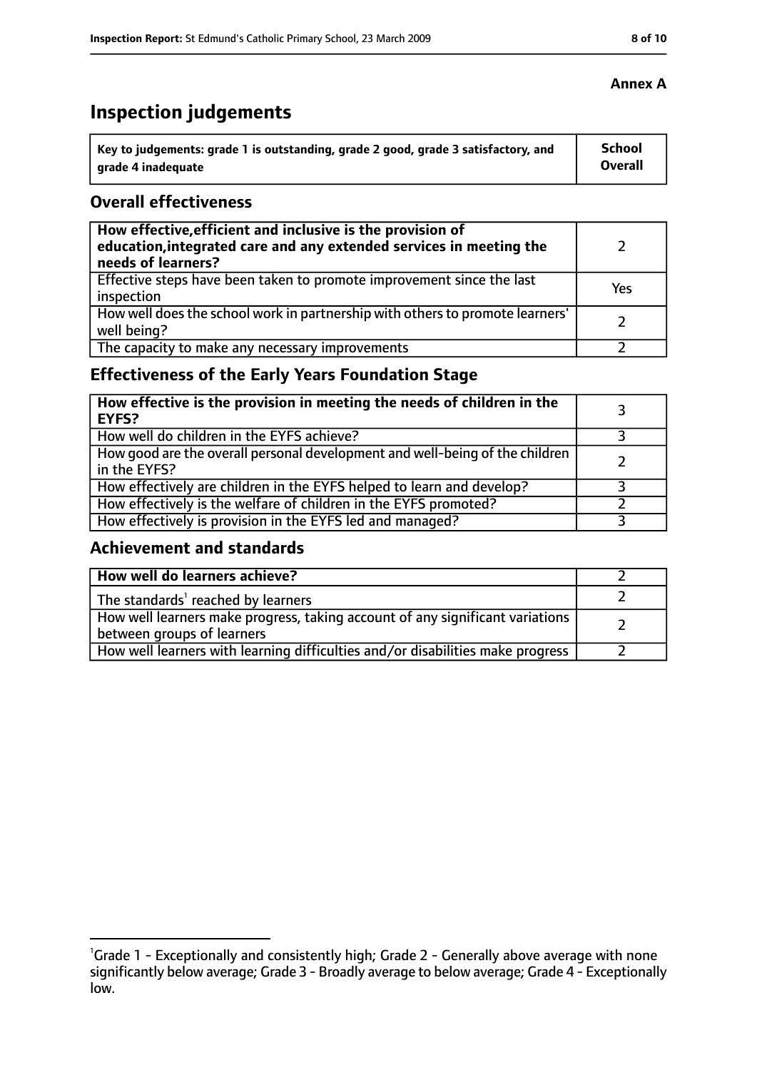**Annex A**

# Inspection judgements

| Key to judgements: grade 1 is outstanding, grade 2 good, grade 3 satisfactory, and grade 4 inadequate | School Overall |
|---|---|

## Overall effectiveness

| | |
|---|---|
| **How effective, efficient and inclusive is the provision of education, integrated care and any extended services in meeting the needs of learners?** | 2 |
| Effective steps have been taken to promote improvement since the last inspection | Yes |
| How well does the school work in partnership with others to promote learners' well being? | 2 |
| The capacity to make any necessary improvements | 2 |

## Effectiveness of the Early Years Foundation Stage

| | |
|---|---|
| **How effective is the provision in meeting the needs of children in the EYFS?** | 3 |
| How well do children in the EYFS achieve? | 3 |
| How good are the overall personal development and well-being of the children in the EYFS? | 2 |
| How effectively are children in the EYFS helped to learn and develop? | 3 |
| How effectively is the welfare of children in the EYFS promoted? | 2 |
| How effectively is provision in the EYFS led and managed? | 3 |

## Achievement and standards

| | |
|---|---|
| **How well do learners achieve?** | 2 |
| The standards[1] reached by learners | 2 |
| How well learners make progress, taking account of any significant variations between groups of learners | 2 |
| How well learners with learning difficulties and/or disabilities make progress | 2 |

[1] Grade 1 - Exceptionally and consistently high; Grade 2 - Generally above average with none significantly below average; Grade 3 - Broadly average to below average; Grade 4 - Exceptionally low.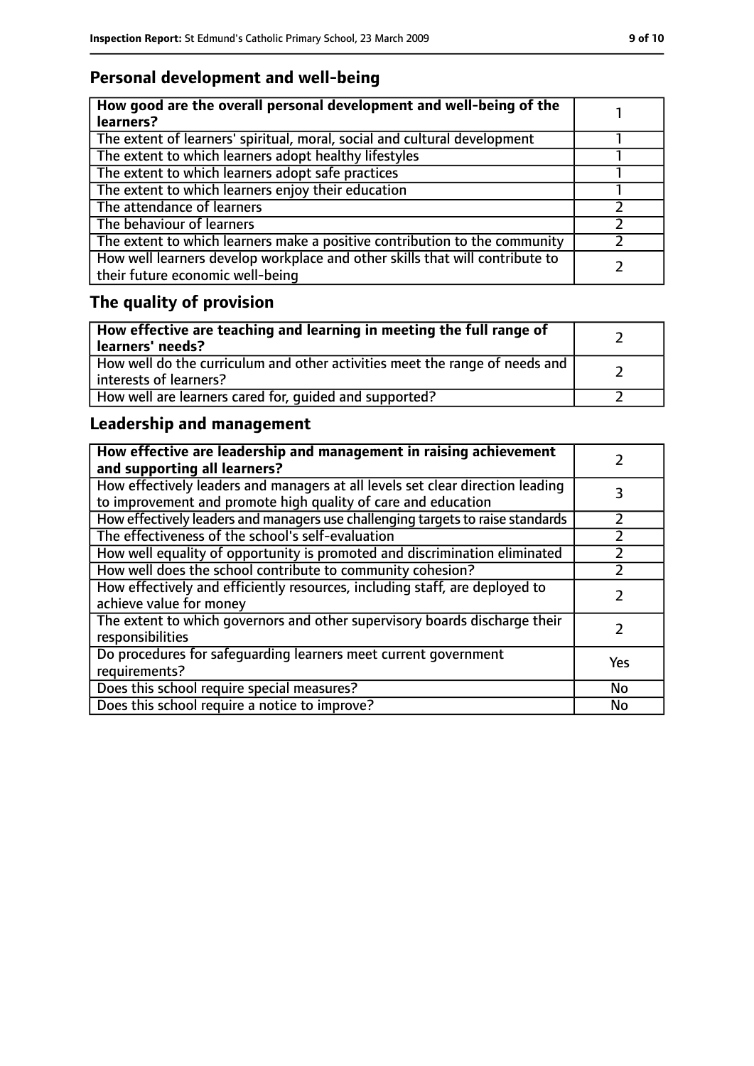## Personal development and well-being

| How good are the overall personal development and well-being of the learners? | 1 |
|---|---|
| The extent of learners' spiritual, moral, social and cultural development | 1 |
| The extent to which learners adopt healthy lifestyles | 1 |
| The extent to which learners adopt safe practices | 1 |
| The extent to which learners enjoy their education | 1 |
| The attendance of learners | 2 |
| The behaviour of learners | 2 |
| The extent to which learners make a positive contribution to the community | 2 |
| How well learners develop workplace and other skills that will contribute to their future economic well-being | 2 |

## The quality of provision

| How effective are teaching and learning in meeting the full range of learners' needs? | 2 |
|---|---|
| How well do the curriculum and other activities meet the range of needs and interests of learners? | 2 |
| How well are learners cared for, guided and supported? | 2 |

## Leadership and management

| How effective are leadership and management in raising achievement and supporting all learners? | 2 |
|---|---|
| How effectively leaders and managers at all levels set clear direction leading to improvement and promote high quality of care and education | 3 |
| How effectively leaders and managers use challenging targets to raise standards | 2 |
| The effectiveness of the school's self-evaluation | 2 |
| How well equality of opportunity is promoted and discrimination eliminated | 2 |
| How well does the school contribute to community cohesion? | 2 |
| How effectively and efficiently resources, including staff, are deployed to achieve value for money | 2 |
| The extent to which governors and other supervisory boards discharge their responsibilities | 2 |
| Do procedures for safeguarding learners meet current government requirements? | Yes |
| Does this school require special measures? | No |
| Does this school require a notice to improve? | No |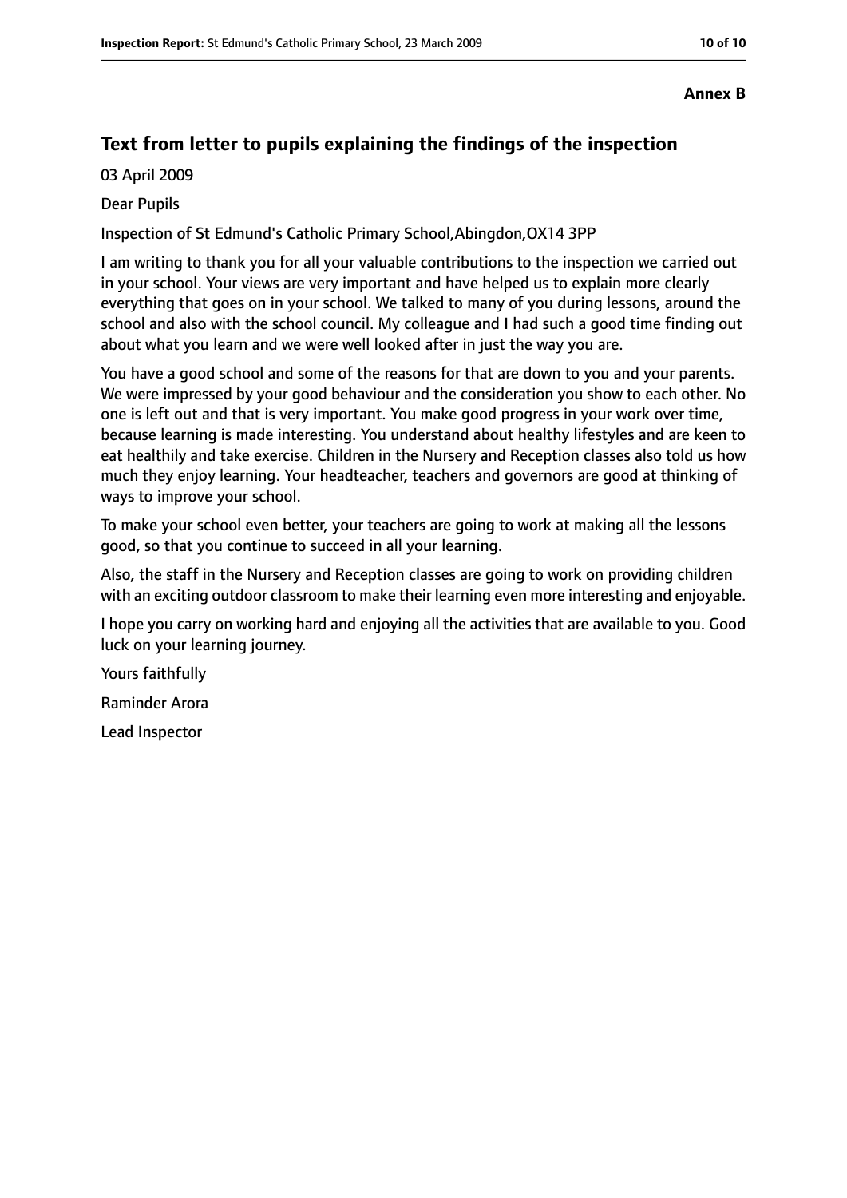**Annex B**

## Text from letter to pupils explaining the findings of the inspection

03 April 2009

Dear Pupils

Inspection of St Edmund's Catholic Primary School,Abingdon,OX14 3PP

I am writing to thank you for all your valuable contributions to the inspection we carried out in your school. Your views are very important and have helped us to explain more clearly everything that goes on in your school. We talked to many of you during lessons, around the school and also with the school council. My colleague and I had such a good time finding out about what you learn and we were well looked after in just the way you are.

You have a good school and some of the reasons for that are down to you and your parents. We were impressed by your good behaviour and the consideration you show to each other. No one is left out and that is very important. You make good progress in your work over time, because learning is made interesting. You understand about healthy lifestyles and are keen to eat healthily and take exercise. Children in the Nursery and Reception classes also told us how much they enjoy learning. Your headteacher, teachers and governors are good at thinking of ways to improve your school.

To make your school even better, your teachers are going to work at making all the lessons good, so that you continue to succeed in all your learning.

Also, the staff in the Nursery and Reception classes are going to work on providing children with an exciting outdoor classroom to make their learning even more interesting and enjoyable.

I hope you carry on working hard and enjoying all the activities that are available to you. Good luck on your learning journey.

Yours faithfully

Raminder Arora

Lead Inspector